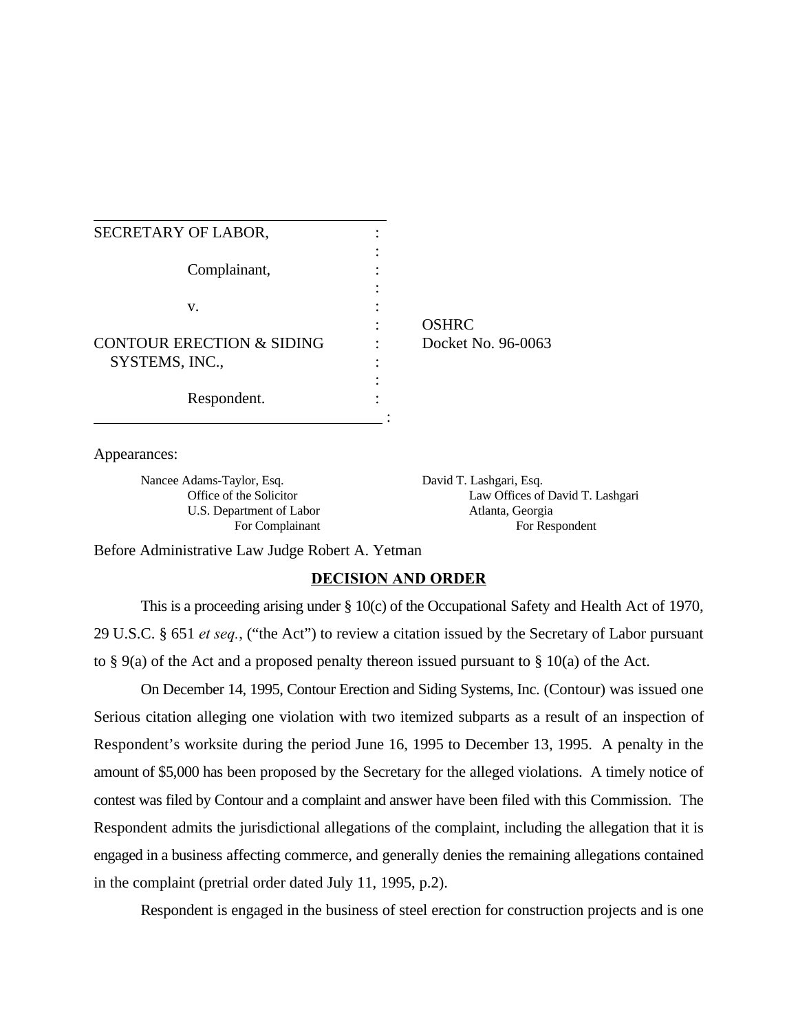SECRETARY OF LABOR,

Complainant,

v.

CONTOUR ERECTION & SIDING SYSTEMS, INC.,

Respondent.

OSHRC Docket No. 96-0063

Appearances:

Nancee Adams-Taylor, Esq.
Office of the Solicitor
U.S. Department of Labor
For Complainant

David T. Lashgari, Esq.
Law Offices of David T. Lashgari
Atlanta, Georgia
For Respondent

Before Administrative Law Judge Robert A. Yetman

## DECISION AND ORDER

This is a proceeding arising under § 10(c) of the Occupational Safety and Health Act of 1970, 29 U.S.C. § 651 *et seq.*, ("the Act") to review a citation issued by the Secretary of Labor pursuant to § 9(a) of the Act and a proposed penalty thereon issued pursuant to § 10(a) of the Act.

On December 14, 1995, Contour Erection and Siding Systems, Inc. (Contour) was issued one Serious citation alleging one violation with two itemized subparts as a result of an inspection of Respondent's worksite during the period June 16, 1995 to December 13, 1995. A penalty in the amount of $5,000 has been proposed by the Secretary for the alleged violations. A timely notice of contest was filed by Contour and a complaint and answer have been filed with this Commission. The Respondent admits the jurisdictional allegations of the complaint, including the allegation that it is engaged in a business affecting commerce, and generally denies the remaining allegations contained in the complaint (pretrial order dated July 11, 1995, p.2).

Respondent is engaged in the business of steel erection for construction projects and is one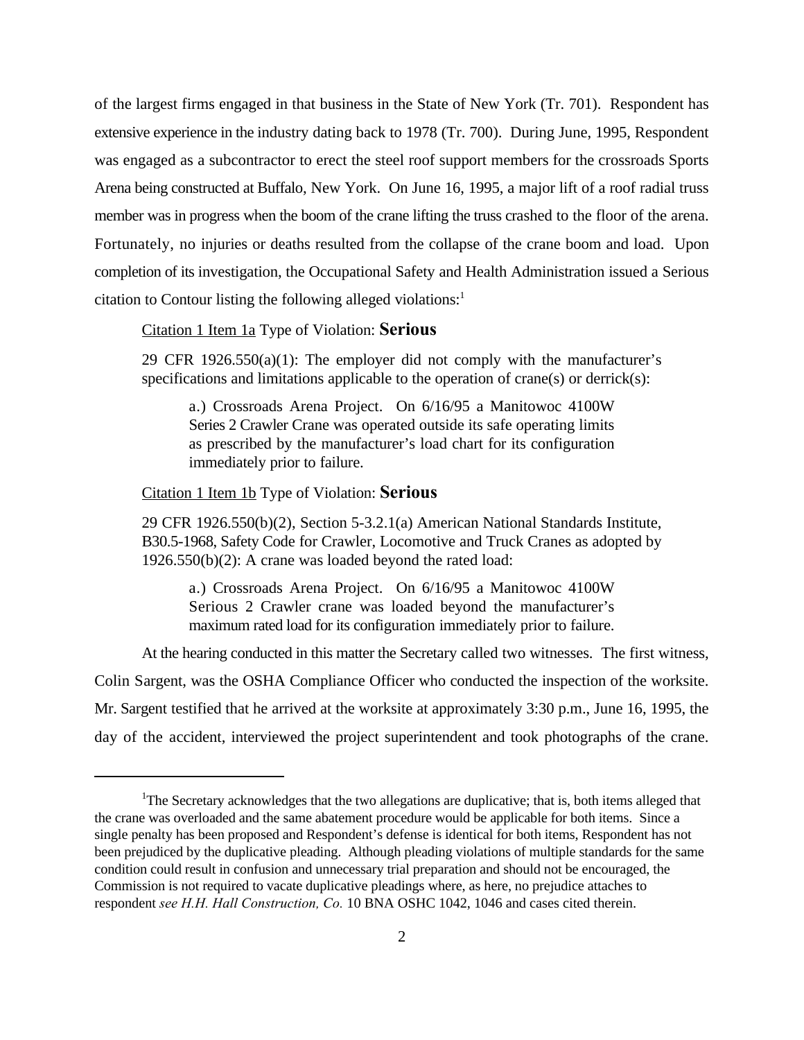of the largest firms engaged in that business in the State of New York (Tr. 701). Respondent has extensive experience in the industry dating back to 1978 (Tr. 700). During June, 1995, Respondent was engaged as a subcontractor to erect the steel roof support members for the crossroads Sports Arena being constructed at Buffalo, New York. On June 16, 1995, a major lift of a roof radial truss member was in progress when the boom of the crane lifting the truss crashed to the floor of the arena. Fortunately, no injuries or deaths resulted from the collapse of the crane boom and load. Upon completion of its investigation, the Occupational Safety and Health Administration issued a Serious citation to Contour listing the following alleged violations:[1]

> Citation 1 Item 1a Type of Violation: **Serious**
>
> 29 CFR 1926.550(a)(1): The employer did not comply with the manufacturer's specifications and limitations applicable to the operation of crane(s) or derrick(s):
>
> > a.) Crossroads Arena Project. On 6/16/95 a Manitowoc 4100W Series 2 Crawler Crane was operated outside its safe operating limits as prescribed by the manufacturer's load chart for its configuration immediately prior to failure.
>
> Citation 1 Item 1b Type of Violation: **Serious**
>
> 29 CFR 1926.550(b)(2), Section 5-3.2.1(a) American National Standards Institute, B30.5-1968, Safety Code for Crawler, Locomotive and Truck Cranes as adopted by 1926.550(b)(2): A crane was loaded beyond the rated load:
>
> > a.) Crossroads Arena Project. On 6/16/95 a Manitowoc 4100W Serious 2 Crawler crane was loaded beyond the manufacturer's maximum rated load for its configuration immediately prior to failure.

At the hearing conducted in this matter the Secretary called two witnesses. The first witness, Colin Sargent, was the OSHA Compliance Officer who conducted the inspection of the worksite. Mr. Sargent testified that he arrived at the worksite at approximately 3:30 p.m., June 16, 1995, the day of the accident, interviewed the project superintendent and took photographs of the crane.

---

[1] The Secretary acknowledges that the two allegations are duplicative; that is, both items alleged that the crane was overloaded and the same abatement procedure would be applicable for both items. Since a single penalty has been proposed and Respondent's defense is identical for both items, Respondent has not been prejudiced by the duplicative pleading. Although pleading violations of multiple standards for the same condition could result in confusion and unnecessary trial preparation and should not be encouraged, the Commission is not required to vacate duplicative pleadings where, as here, no prejudice attaches to respondent *see H.H. Hall Construction, Co.* 10 BNA OSHC 1042, 1046 and cases cited therein.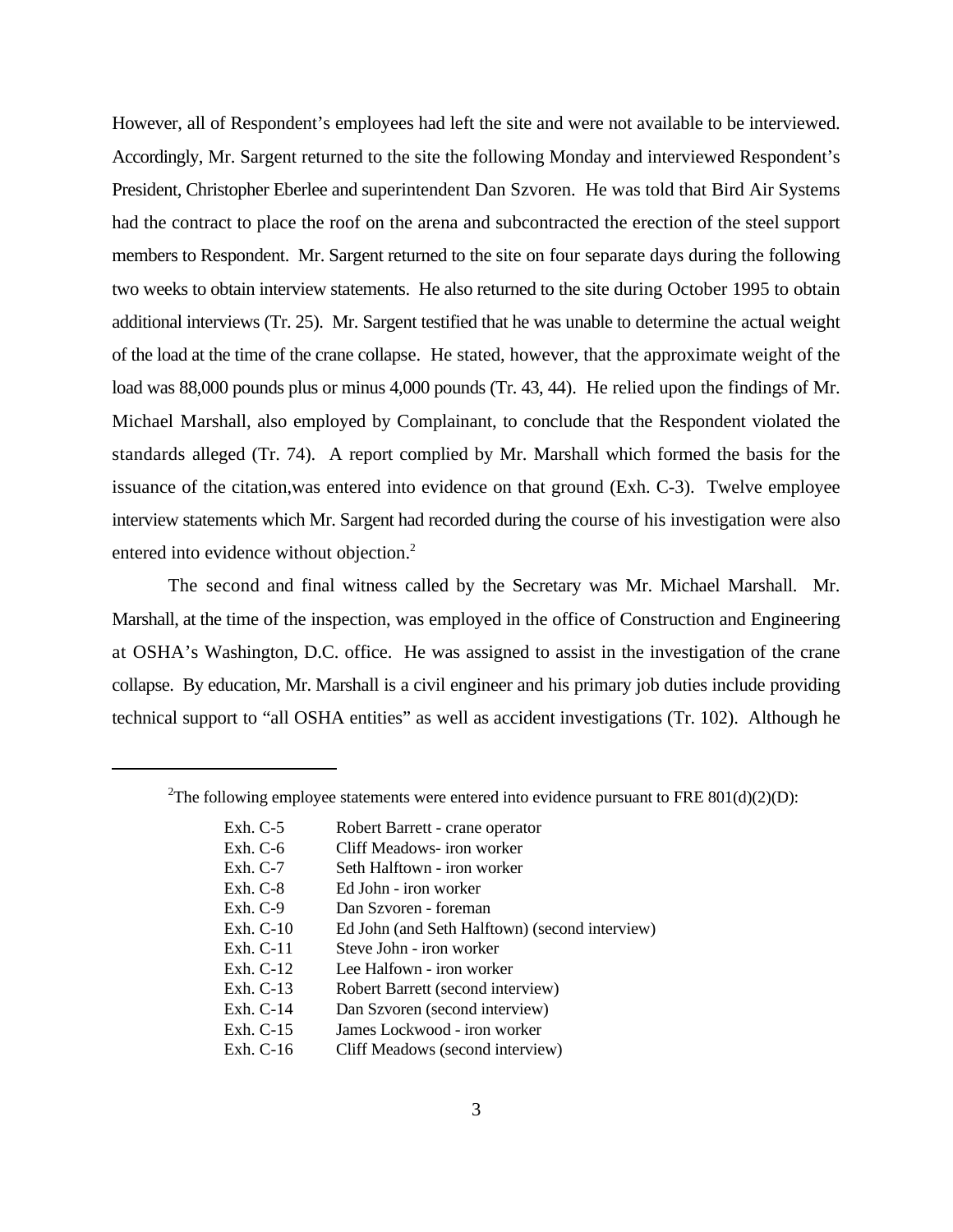However, all of Respondent's employees had left the site and were not available to be interviewed. Accordingly, Mr. Sargent returned to the site the following Monday and interviewed Respondent's President, Christopher Eberlee and superintendent Dan Szvoren. He was told that Bird Air Systems had the contract to place the roof on the arena and subcontracted the erection of the steel support members to Respondent. Mr. Sargent returned to the site on four separate days during the following two weeks to obtain interview statements. He also returned to the site during October 1995 to obtain additional interviews (Tr. 25). Mr. Sargent testified that he was unable to determine the actual weight of the load at the time of the crane collapse. He stated, however, that the approximate weight of the load was 88,000 pounds plus or minus 4,000 pounds (Tr. 43, 44). He relied upon the findings of Mr. Michael Marshall, also employed by Complainant, to conclude that the Respondent violated the standards alleged (Tr. 74). A report complied by Mr. Marshall which formed the basis for the issuance of the citation,was entered into evidence on that ground (Exh. C-3). Twelve employee interview statements which Mr. Sargent had recorded during the course of his investigation were also entered into evidence without objection.[2]

The second and final witness called by the Secretary was Mr. Michael Marshall. Mr. Marshall, at the time of the inspection, was employed in the office of Construction and Engineering at OSHA's Washington, D.C. office. He was assigned to assist in the investigation of the crane collapse. By education, Mr. Marshall is a civil engineer and his primary job duties include providing technical support to "all OSHA entities" as well as accident investigations (Tr. 102). Although he

---

[2]The following employee statements were entered into evidence pursuant to FRE 801(d)(2)(D):

| | |
|---|---|
| Exh. C-5 | Robert Barrett - crane operator |
| Exh. C-6 | Cliff Meadows- iron worker |
| Exh. C-7 | Seth Halftown - iron worker |
| Exh. C-8 | Ed John - iron worker |
| Exh. C-9 | Dan Szvoren - foreman |
| Exh. C-10 | Ed John (and Seth Halftown) (second interview) |
| Exh. C-11 | Steve John - iron worker |
| Exh. C-12 | Lee Halfown - iron worker |
| Exh. C-13 | Robert Barrett (second interview) |
| Exh. C-14 | Dan Szvoren (second interview) |
| Exh. C-15 | James Lockwood - iron worker |
| Exh. C-16 | Cliff Meadows (second interview) |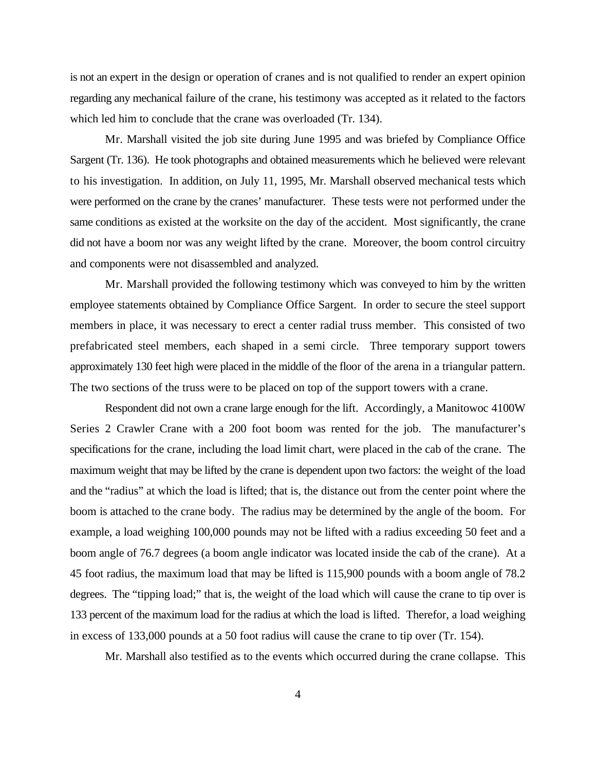is not an expert in the design or operation of cranes and is not qualified to render an expert opinion regarding any mechanical failure of the crane, his testimony was accepted as it related to the factors which led him to conclude that the crane was overloaded (Tr. 134).

Mr. Marshall visited the job site during June 1995 and was briefed by Compliance Office Sargent (Tr. 136). He took photographs and obtained measurements which he believed were relevant to his investigation. In addition, on July 11, 1995, Mr. Marshall observed mechanical tests which were performed on the crane by the cranes' manufacturer. These tests were not performed under the same conditions as existed at the worksite on the day of the accident. Most significantly, the crane did not have a boom nor was any weight lifted by the crane. Moreover, the boom control circuitry and components were not disassembled and analyzed.

Mr. Marshall provided the following testimony which was conveyed to him by the written employee statements obtained by Compliance Office Sargent. In order to secure the steel support members in place, it was necessary to erect a center radial truss member. This consisted of two prefabricated steel members, each shaped in a semi circle. Three temporary support towers approximately 130 feet high were placed in the middle of the floor of the arena in a triangular pattern. The two sections of the truss were to be placed on top of the support towers with a crane.

Respondent did not own a crane large enough for the lift. Accordingly, a Manitowoc 4100W Series 2 Crawler Crane with a 200 foot boom was rented for the job. The manufacturer's specifications for the crane, including the load limit chart, were placed in the cab of the crane. The maximum weight that may be lifted by the crane is dependent upon two factors: the weight of the load and the "radius" at which the load is lifted; that is, the distance out from the center point where the boom is attached to the crane body. The radius may be determined by the angle of the boom. For example, a load weighing 100,000 pounds may not be lifted with a radius exceeding 50 feet and a boom angle of 76.7 degrees (a boom angle indicator was located inside the cab of the crane). At a 45 foot radius, the maximum load that may be lifted is 115,900 pounds with a boom angle of 78.2 degrees. The "tipping load;" that is, the weight of the load which will cause the crane to tip over is 133 percent of the maximum load for the radius at which the load is lifted. Therefor, a load weighing in excess of 133,000 pounds at a 50 foot radius will cause the crane to tip over (Tr. 154).

Mr. Marshall also testified as to the events which occurred during the crane collapse. This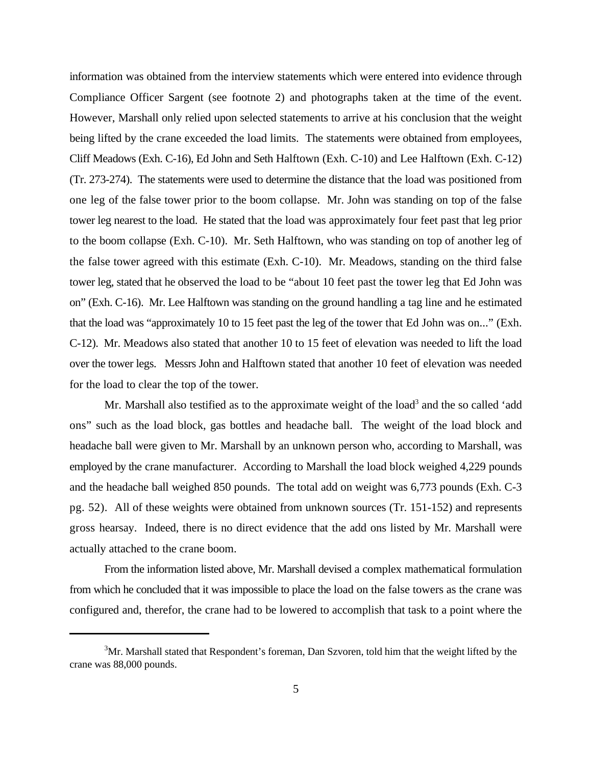information was obtained from the interview statements which were entered into evidence through Compliance Officer Sargent (see footnote 2) and photographs taken at the time of the event. However, Marshall only relied upon selected statements to arrive at his conclusion that the weight being lifted by the crane exceeded the load limits. The statements were obtained from employees, Cliff Meadows (Exh. C-16), Ed John and Seth Halftown (Exh. C-10) and Lee Halftown (Exh. C-12) (Tr. 273-274). The statements were used to determine the distance that the load was positioned from one leg of the false tower prior to the boom collapse. Mr. John was standing on top of the false tower leg nearest to the load. He stated that the load was approximately four feet past that leg prior to the boom collapse (Exh. C-10). Mr. Seth Halftown, who was standing on top of another leg of the false tower agreed with this estimate (Exh. C-10). Mr. Meadows, standing on the third false tower leg, stated that he observed the load to be "about 10 feet past the tower leg that Ed John was on" (Exh. C-16). Mr. Lee Halftown was standing on the ground handling a tag line and he estimated that the load was "approximately 10 to 15 feet past the leg of the tower that Ed John was on..." (Exh. C-12). Mr. Meadows also stated that another 10 to 15 feet of elevation was needed to lift the load over the tower legs. Messrs John and Halftown stated that another 10 feet of elevation was needed for the load to clear the top of the tower.

Mr. Marshall also testified as to the approximate weight of the load[3] and the so called 'add ons" such as the load block, gas bottles and headache ball. The weight of the load block and headache ball were given to Mr. Marshall by an unknown person who, according to Marshall, was employed by the crane manufacturer. According to Marshall the load block weighed 4,229 pounds and the headache ball weighed 850 pounds. The total add on weight was 6,773 pounds (Exh. C-3 pg. 52). All of these weights were obtained from unknown sources (Tr. 151-152) and represents gross hearsay. Indeed, there is no direct evidence that the add ons listed by Mr. Marshall were actually attached to the crane boom.

From the information listed above, Mr. Marshall devised a complex mathematical formulation from which he concluded that it was impossible to place the load on the false towers as the crane was configured and, therefor, the crane had to be lowered to accomplish that task to a point where the

---

[3]Mr. Marshall stated that Respondent's foreman, Dan Szvoren, told him that the weight lifted by the crane was 88,000 pounds.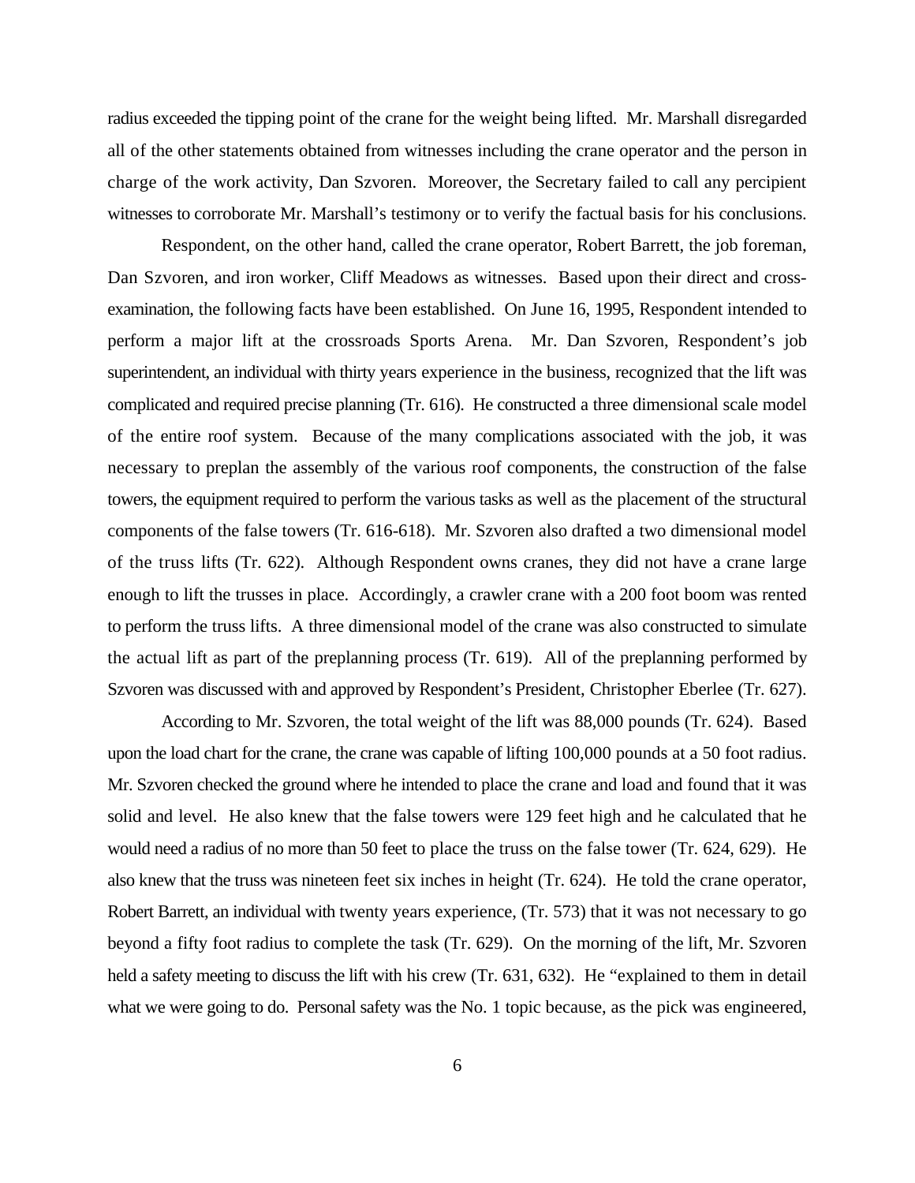radius exceeded the tipping point of the crane for the weight being lifted. Mr. Marshall disregarded all of the other statements obtained from witnesses including the crane operator and the person in charge of the work activity, Dan Szvoren. Moreover, the Secretary failed to call any percipient witnesses to corroborate Mr. Marshall's testimony or to verify the factual basis for his conclusions.

Respondent, on the other hand, called the crane operator, Robert Barrett, the job foreman, Dan Szvoren, and iron worker, Cliff Meadows as witnesses. Based upon their direct and cross-examination, the following facts have been established. On June 16, 1995, Respondent intended to perform a major lift at the crossroads Sports Arena. Mr. Dan Szvoren, Respondent's job superintendent, an individual with thirty years experience in the business, recognized that the lift was complicated and required precise planning (Tr. 616). He constructed a three dimensional scale model of the entire roof system. Because of the many complications associated with the job, it was necessary to preplan the assembly of the various roof components, the construction of the false towers, the equipment required to perform the various tasks as well as the placement of the structural components of the false towers (Tr. 616-618). Mr. Szvoren also drafted a two dimensional model of the truss lifts (Tr. 622). Although Respondent owns cranes, they did not have a crane large enough to lift the trusses in place. Accordingly, a crawler crane with a 200 foot boom was rented to perform the truss lifts. A three dimensional model of the crane was also constructed to simulate the actual lift as part of the preplanning process (Tr. 619). All of the preplanning performed by Szvoren was discussed with and approved by Respondent's President, Christopher Eberlee (Tr. 627).

According to Mr. Szvoren, the total weight of the lift was 88,000 pounds (Tr. 624). Based upon the load chart for the crane, the crane was capable of lifting 100,000 pounds at a 50 foot radius. Mr. Szvoren checked the ground where he intended to place the crane and load and found that it was solid and level. He also knew that the false towers were 129 feet high and he calculated that he would need a radius of no more than 50 feet to place the truss on the false tower (Tr. 624, 629). He also knew that the truss was nineteen feet six inches in height (Tr. 624). He told the crane operator, Robert Barrett, an individual with twenty years experience, (Tr. 573) that it was not necessary to go beyond a fifty foot radius to complete the task (Tr. 629). On the morning of the lift, Mr. Szvoren held a safety meeting to discuss the lift with his crew (Tr. 631, 632). He "explained to them in detail what we were going to do. Personal safety was the No. 1 topic because, as the pick was engineered,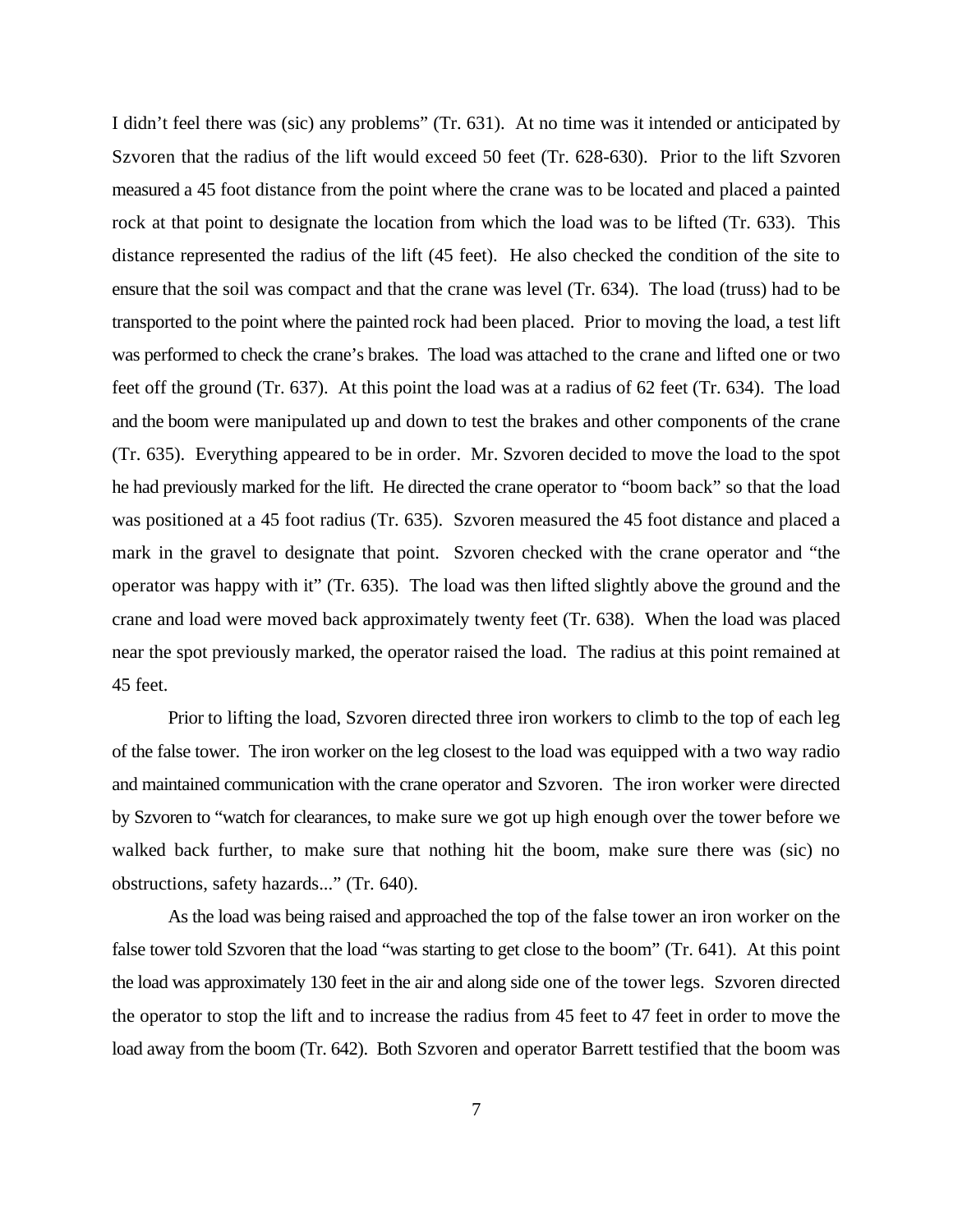I didn't feel there was (sic) any problems" (Tr. 631). At no time was it intended or anticipated by Szvoren that the radius of the lift would exceed 50 feet (Tr. 628-630). Prior to the lift Szvoren measured a 45 foot distance from the point where the crane was to be located and placed a painted rock at that point to designate the location from which the load was to be lifted (Tr. 633). This distance represented the radius of the lift (45 feet). He also checked the condition of the site to ensure that the soil was compact and that the crane was level (Tr. 634). The load (truss) had to be transported to the point where the painted rock had been placed. Prior to moving the load, a test lift was performed to check the crane's brakes. The load was attached to the crane and lifted one or two feet off the ground (Tr. 637). At this point the load was at a radius of 62 feet (Tr. 634). The load and the boom were manipulated up and down to test the brakes and other components of the crane (Tr. 635). Everything appeared to be in order. Mr. Szvoren decided to move the load to the spot he had previously marked for the lift. He directed the crane operator to "boom back" so that the load was positioned at a 45 foot radius (Tr. 635). Szvoren measured the 45 foot distance and placed a mark in the gravel to designate that point. Szvoren checked with the crane operator and "the operator was happy with it" (Tr. 635). The load was then lifted slightly above the ground and the crane and load were moved back approximately twenty feet (Tr. 638). When the load was placed near the spot previously marked, the operator raised the load. The radius at this point remained at 45 feet.

Prior to lifting the load, Szvoren directed three iron workers to climb to the top of each leg of the false tower. The iron worker on the leg closest to the load was equipped with a two way radio and maintained communication with the crane operator and Szvoren. The iron worker were directed by Szvoren to "watch for clearances, to make sure we got up high enough over the tower before we walked back further, to make sure that nothing hit the boom, make sure there was (sic) no obstructions, safety hazards..." (Tr. 640).

As the load was being raised and approached the top of the false tower an iron worker on the false tower told Szvoren that the load "was starting to get close to the boom" (Tr. 641). At this point the load was approximately 130 feet in the air and along side one of the tower legs. Szvoren directed the operator to stop the lift and to increase the radius from 45 feet to 47 feet in order to move the load away from the boom (Tr. 642). Both Szvoren and operator Barrett testified that the boom was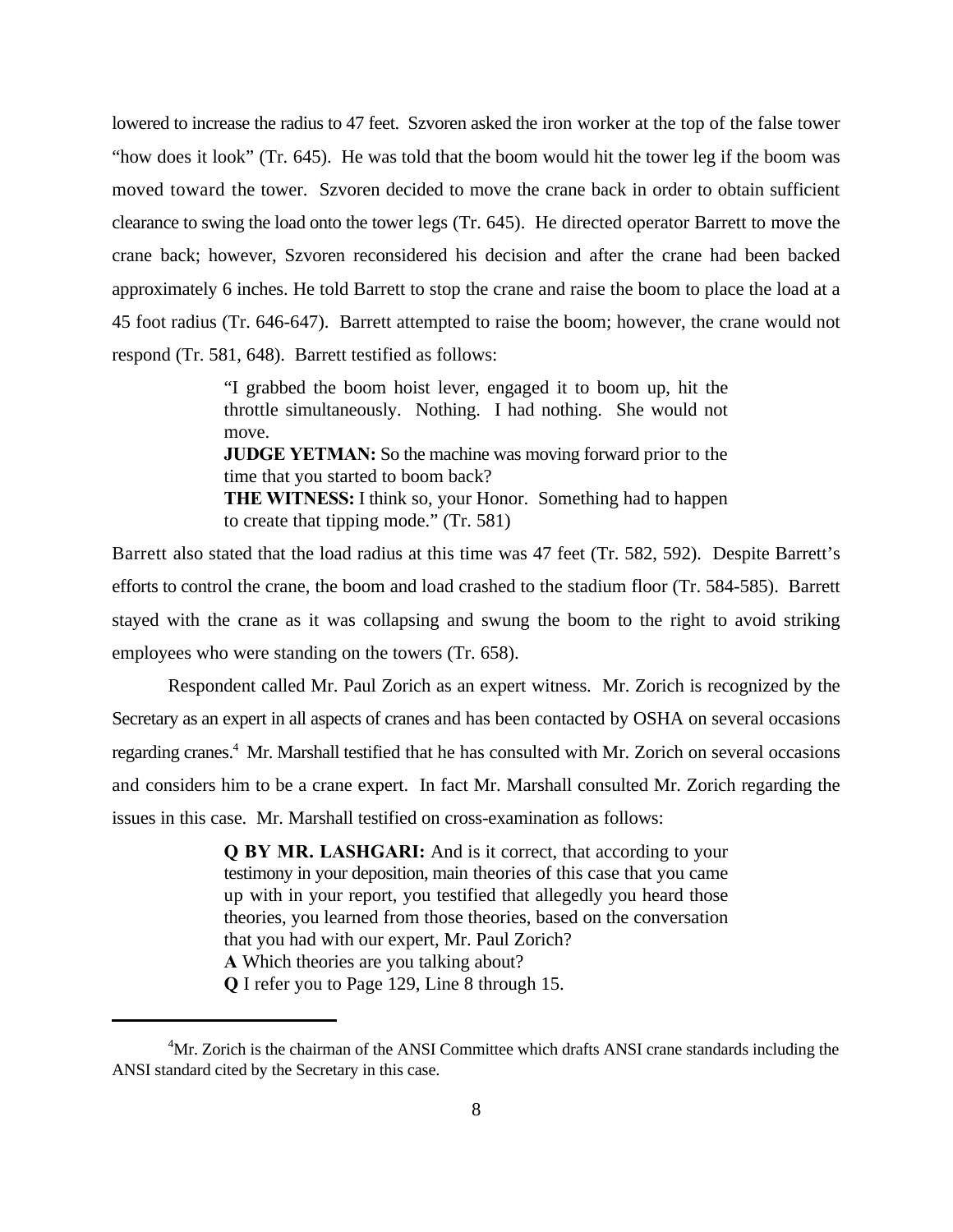lowered to increase the radius to 47 feet. Szvoren asked the iron worker at the top of the false tower "how does it look" (Tr. 645). He was told that the boom would hit the tower leg if the boom was moved toward the tower. Szvoren decided to move the crane back in order to obtain sufficient clearance to swing the load onto the tower legs (Tr. 645). He directed operator Barrett to move the crane back; however, Szvoren reconsidered his decision and after the crane had been backed approximately 6 inches. He told Barrett to stop the crane and raise the boom to place the load at a 45 foot radius (Tr. 646-647). Barrett attempted to raise the boom; however, the crane would not respond (Tr. 581, 648). Barrett testified as follows:

> "I grabbed the boom hoist lever, engaged it to boom up, hit the throttle simultaneously. Nothing. I had nothing. She would not move.
> **JUDGE YETMAN:** So the machine was moving forward prior to the time that you started to boom back?
> **THE WITNESS:** I think so, your Honor. Something had to happen to create that tipping mode." (Tr. 581)

Barrett also stated that the load radius at this time was 47 feet (Tr. 582, 592). Despite Barrett's efforts to control the crane, the boom and load crashed to the stadium floor (Tr. 584-585). Barrett stayed with the crane as it was collapsing and swung the boom to the right to avoid striking employees who were standing on the towers (Tr. 658).

Respondent called Mr. Paul Zorich as an expert witness. Mr. Zorich is recognized by the Secretary as an expert in all aspects of cranes and has been contacted by OSHA on several occasions regarding cranes.[4] Mr. Marshall testified that he has consulted with Mr. Zorich on several occasions and considers him to be a crane expert. In fact Mr. Marshall consulted Mr. Zorich regarding the issues in this case. Mr. Marshall testified on cross-examination as follows:

> **Q BY MR. LASHGARI:** And is it correct, that according to your testimony in your deposition, main theories of this case that you came up with in your report, you testified that allegedly you heard those theories, you learned from those theories, based on the conversation that you had with our expert, Mr. Paul Zorich?
> **A** Which theories are you talking about?
> **Q** I refer you to Page 129, Line 8 through 15.

[4] Mr. Zorich is the chairman of the ANSI Committee which drafts ANSI crane standards including the ANSI standard cited by the Secretary in this case.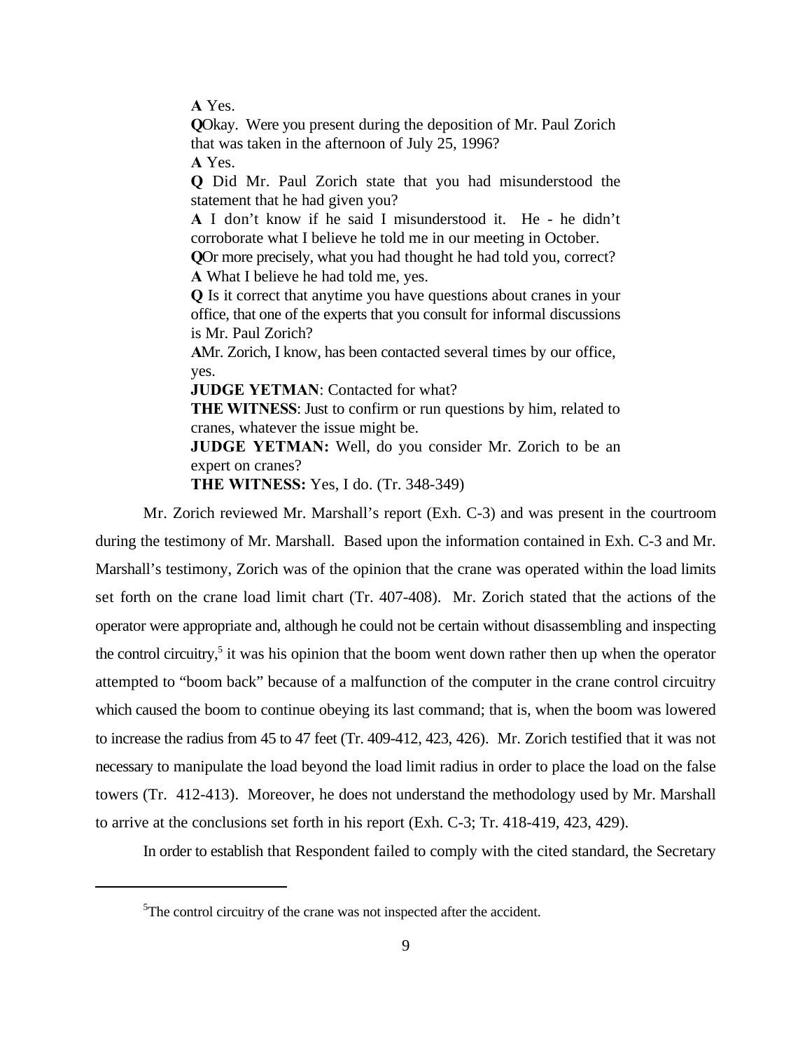**A** Yes.

**Q** Okay. Were you present during the deposition of Mr. Paul Zorich that was taken in the afternoon of July 25, 1996?

**A** Yes.

**Q** Did Mr. Paul Zorich state that you had misunderstood the statement that he had given you?

**A** I don't know if he said I misunderstood it. He - he didn't corroborate what I believe he told me in our meeting in October.

**Q** Or more precisely, what you had thought he had told you, correct?

**A** What I believe he had told me, yes.

**Q** Is it correct that anytime you have questions about cranes in your office, that one of the experts that you consult for informal discussions is Mr. Paul Zorich?

**A** Mr. Zorich, I know, has been contacted several times by our office, yes.

**JUDGE YETMAN**: Contacted for what?

**THE WITNESS**: Just to confirm or run questions by him, related to cranes, whatever the issue might be.

**JUDGE YETMAN:** Well, do you consider Mr. Zorich to be an expert on cranes?

**THE WITNESS:** Yes, I do. (Tr. 348-349)

Mr. Zorich reviewed Mr. Marshall's report (Exh. C-3) and was present in the courtroom during the testimony of Mr. Marshall. Based upon the information contained in Exh. C-3 and Mr. Marshall's testimony, Zorich was of the opinion that the crane was operated within the load limits set forth on the crane load limit chart (Tr. 407-408). Mr. Zorich stated that the actions of the operator were appropriate and, although he could not be certain without disassembling and inspecting the control circuitry,[5] it was his opinion that the boom went down rather then up when the operator attempted to "boom back" because of a malfunction of the computer in the crane control circuitry which caused the boom to continue obeying its last command; that is, when the boom was lowered to increase the radius from 45 to 47 feet (Tr. 409-412, 423, 426). Mr. Zorich testified that it was not necessary to manipulate the load beyond the load limit radius in order to place the load on the false towers (Tr. 412-413). Moreover, he does not understand the methodology used by Mr. Marshall to arrive at the conclusions set forth in his report (Exh. C-3; Tr. 418-419, 423, 429).

In order to establish that Respondent failed to comply with the cited standard, the Secretary

---

[5] The control circuitry of the crane was not inspected after the accident.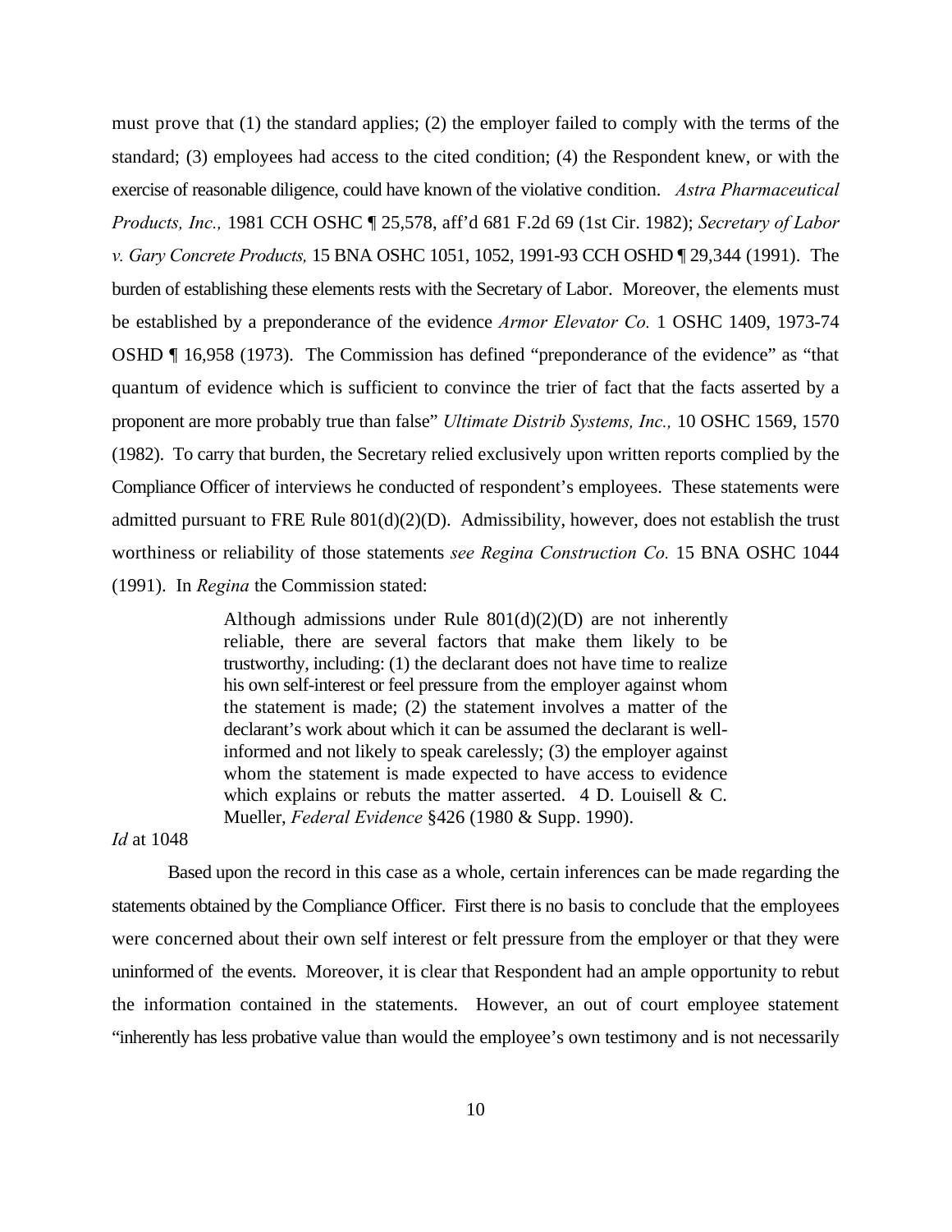must prove that (1) the standard applies; (2) the employer failed to comply with the terms of the standard; (3) employees had access to the cited condition; (4) the Respondent knew, or with the exercise of reasonable diligence, could have known of the violative condition. *Astra Pharmaceutical Products, Inc.,* 1981 CCH OSHC ¶ 25,578, aff'd 681 F.2d 69 (1st Cir. 1982); *Secretary of Labor v. Gary Concrete Products,* 15 BNA OSHC 1051, 1052, 1991-93 CCH OSHD ¶ 29,344 (1991). The burden of establishing these elements rests with the Secretary of Labor. Moreover, the elements must be established by a preponderance of the evidence *Armor Elevator Co.* 1 OSHC 1409, 1973-74 OSHD ¶ 16,958 (1973). The Commission has defined "preponderance of the evidence" as "that quantum of evidence which is sufficient to convince the trier of fact that the facts asserted by a proponent are more probably true than false" *Ultimate Distrib Systems, Inc.,* 10 OSHC 1569, 1570 (1982). To carry that burden, the Secretary relied exclusively upon written reports complied by the Compliance Officer of interviews he conducted of respondent's employees. These statements were admitted pursuant to FRE Rule 801(d)(2)(D). Admissibility, however, does not establish the trust worthiness or reliability of those statements *see Regina Construction Co.* 15 BNA OSHC 1044 (1991). In *Regina* the Commission stated:

> Although admissions under Rule 801(d)(2)(D) are not inherently reliable, there are several factors that make them likely to be trustworthy, including: (1) the declarant does not have time to realize his own self-interest or feel pressure from the employer against whom the statement is made; (2) the statement involves a matter of the declarant's work about which it can be assumed the declarant is well-informed and not likely to speak carelessly; (3) the employer against whom the statement is made expected to have access to evidence which explains or rebuts the matter asserted. 4 D. Louisell & C. Mueller, *Federal Evidence* §426 (1980 & Supp. 1990).

*Id* at 1048

Based upon the record in this case as a whole, certain inferences can be made regarding the statements obtained by the Compliance Officer. First there is no basis to conclude that the employees were concerned about their own self interest or felt pressure from the employer or that they were uninformed of the events. Moreover, it is clear that Respondent had an ample opportunity to rebut the information contained in the statements. However, an out of court employee statement "inherently has less probative value than would the employee's own testimony and is not necessarily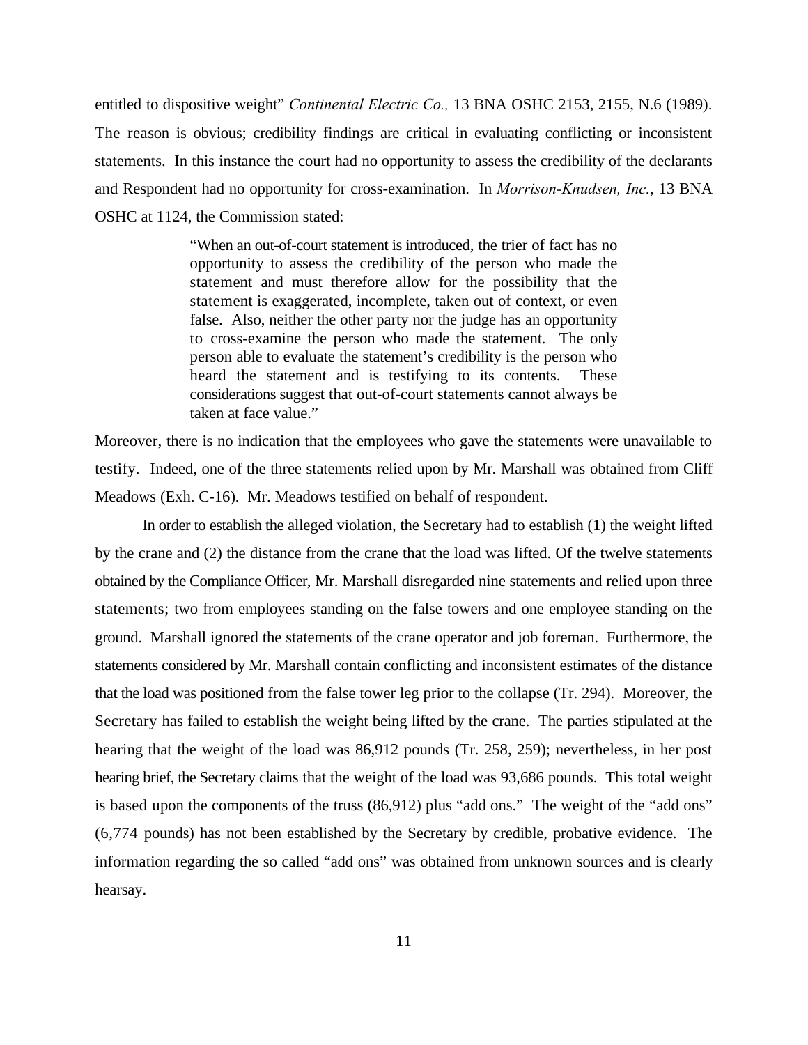entitled to dispositive weight" *Continental Electric Co.,* 13 BNA OSHC 2153, 2155, N.6 (1989). The reason is obvious; credibility findings are critical in evaluating conflicting or inconsistent statements. In this instance the court had no opportunity to assess the credibility of the declarants and Respondent had no opportunity for cross-examination. In *Morrison-Knudsen, Inc.*, 13 BNA OSHC at 1124, the Commission stated:

> "When an out-of-court statement is introduced, the trier of fact has no opportunity to assess the credibility of the person who made the statement and must therefore allow for the possibility that the statement is exaggerated, incomplete, taken out of context, or even false. Also, neither the other party nor the judge has an opportunity to cross-examine the person who made the statement. The only person able to evaluate the statement's credibility is the person who heard the statement and is testifying to its contents. These considerations suggest that out-of-court statements cannot always be taken at face value."

Moreover, there is no indication that the employees who gave the statements were unavailable to testify. Indeed, one of the three statements relied upon by Mr. Marshall was obtained from Cliff Meadows (Exh. C-16). Mr. Meadows testified on behalf of respondent.

In order to establish the alleged violation, the Secretary had to establish (1) the weight lifted by the crane and (2) the distance from the crane that the load was lifted. Of the twelve statements obtained by the Compliance Officer, Mr. Marshall disregarded nine statements and relied upon three statements; two from employees standing on the false towers and one employee standing on the ground. Marshall ignored the statements of the crane operator and job foreman. Furthermore, the statements considered by Mr. Marshall contain conflicting and inconsistent estimates of the distance that the load was positioned from the false tower leg prior to the collapse (Tr. 294). Moreover, the Secretary has failed to establish the weight being lifted by the crane. The parties stipulated at the hearing that the weight of the load was 86,912 pounds (Tr. 258, 259); nevertheless, in her post hearing brief, the Secretary claims that the weight of the load was 93,686 pounds. This total weight is based upon the components of the truss (86,912) plus "add ons." The weight of the "add ons" (6,774 pounds) has not been established by the Secretary by credible, probative evidence. The information regarding the so called "add ons" was obtained from unknown sources and is clearly hearsay.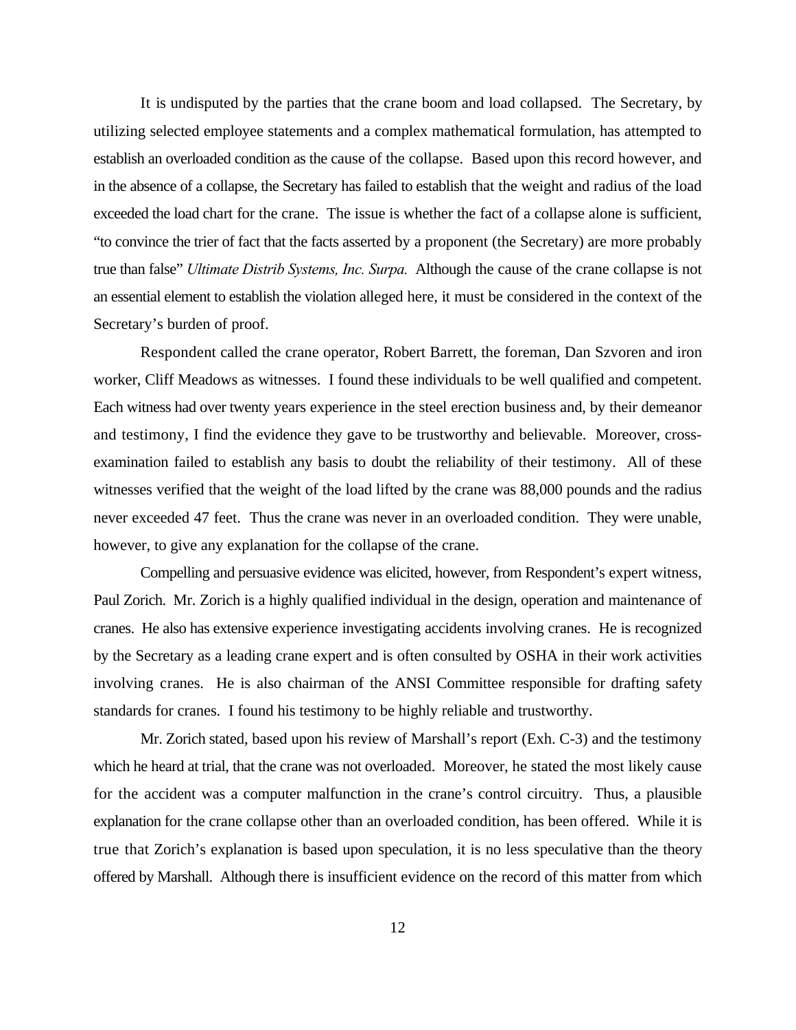It is undisputed by the parties that the crane boom and load collapsed. The Secretary, by utilizing selected employee statements and a complex mathematical formulation, has attempted to establish an overloaded condition as the cause of the collapse. Based upon this record however, and in the absence of a collapse, the Secretary has failed to establish that the weight and radius of the load exceeded the load chart for the crane. The issue is whether the fact of a collapse alone is sufficient, "to convince the trier of fact that the facts asserted by a proponent (the Secretary) are more probably true than false" *Ultimate Distrib Systems, Inc. Surpa.* Although the cause of the crane collapse is not an essential element to establish the violation alleged here, it must be considered in the context of the Secretary's burden of proof.

Respondent called the crane operator, Robert Barrett, the foreman, Dan Szvoren and iron worker, Cliff Meadows as witnesses. I found these individuals to be well qualified and competent. Each witness had over twenty years experience in the steel erection business and, by their demeanor and testimony, I find the evidence they gave to be trustworthy and believable. Moreover, cross-examination failed to establish any basis to doubt the reliability of their testimony. All of these witnesses verified that the weight of the load lifted by the crane was 88,000 pounds and the radius never exceeded 47 feet. Thus the crane was never in an overloaded condition. They were unable, however, to give any explanation for the collapse of the crane.

Compelling and persuasive evidence was elicited, however, from Respondent's expert witness, Paul Zorich. Mr. Zorich is a highly qualified individual in the design, operation and maintenance of cranes. He also has extensive experience investigating accidents involving cranes. He is recognized by the Secretary as a leading crane expert and is often consulted by OSHA in their work activities involving cranes. He is also chairman of the ANSI Committee responsible for drafting safety standards for cranes. I found his testimony to be highly reliable and trustworthy.

Mr. Zorich stated, based upon his review of Marshall's report (Exh. C-3) and the testimony which he heard at trial, that the crane was not overloaded. Moreover, he stated the most likely cause for the accident was a computer malfunction in the crane's control circuitry. Thus, a plausible explanation for the crane collapse other than an overloaded condition, has been offered. While it is true that Zorich's explanation is based upon speculation, it is no less speculative than the theory offered by Marshall. Although there is insufficient evidence on the record of this matter from which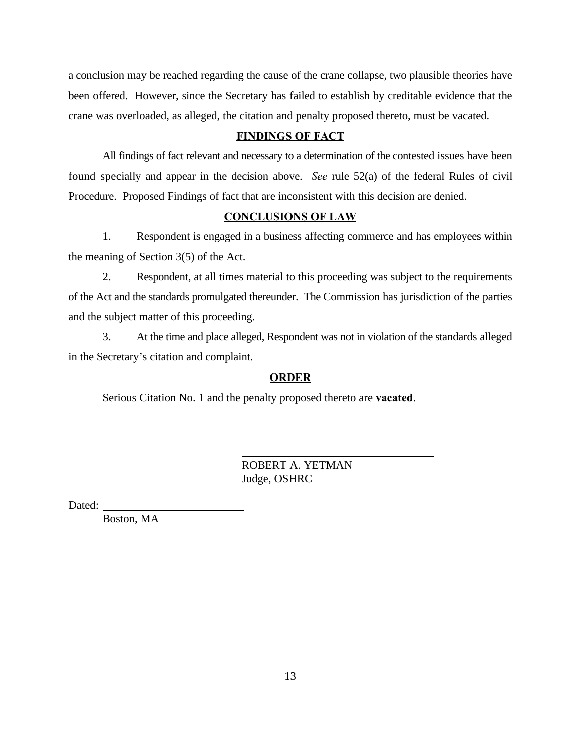a conclusion may be reached regarding the cause of the crane collapse, two plausible theories have been offered. However, since the Secretary has failed to establish by creditable evidence that the crane was overloaded, as alleged, the citation and penalty proposed thereto, must be vacated.

## FINDINGS OF FACT

All findings of fact relevant and necessary to a determination of the contested issues have been found specially and appear in the decision above. *See* rule 52(a) of the federal Rules of civil Procedure. Proposed Findings of fact that are inconsistent with this decision are denied.

## CONCLUSIONS OF LAW

1. Respondent is engaged in a business affecting commerce and has employees within the meaning of Section 3(5) of the Act.

2. Respondent, at all times material to this proceeding was subject to the requirements of the Act and the standards promulgated thereunder. The Commission has jurisdiction of the parties and the subject matter of this proceeding.

3. At the time and place alleged, Respondent was not in violation of the standards alleged in the Secretary's citation and complaint.

## ORDER

Serious Citation No. 1 and the penalty proposed thereto are **vacated**.

ROBERT A. YETMAN
Judge, OSHRC

Dated: 
Boston, MA